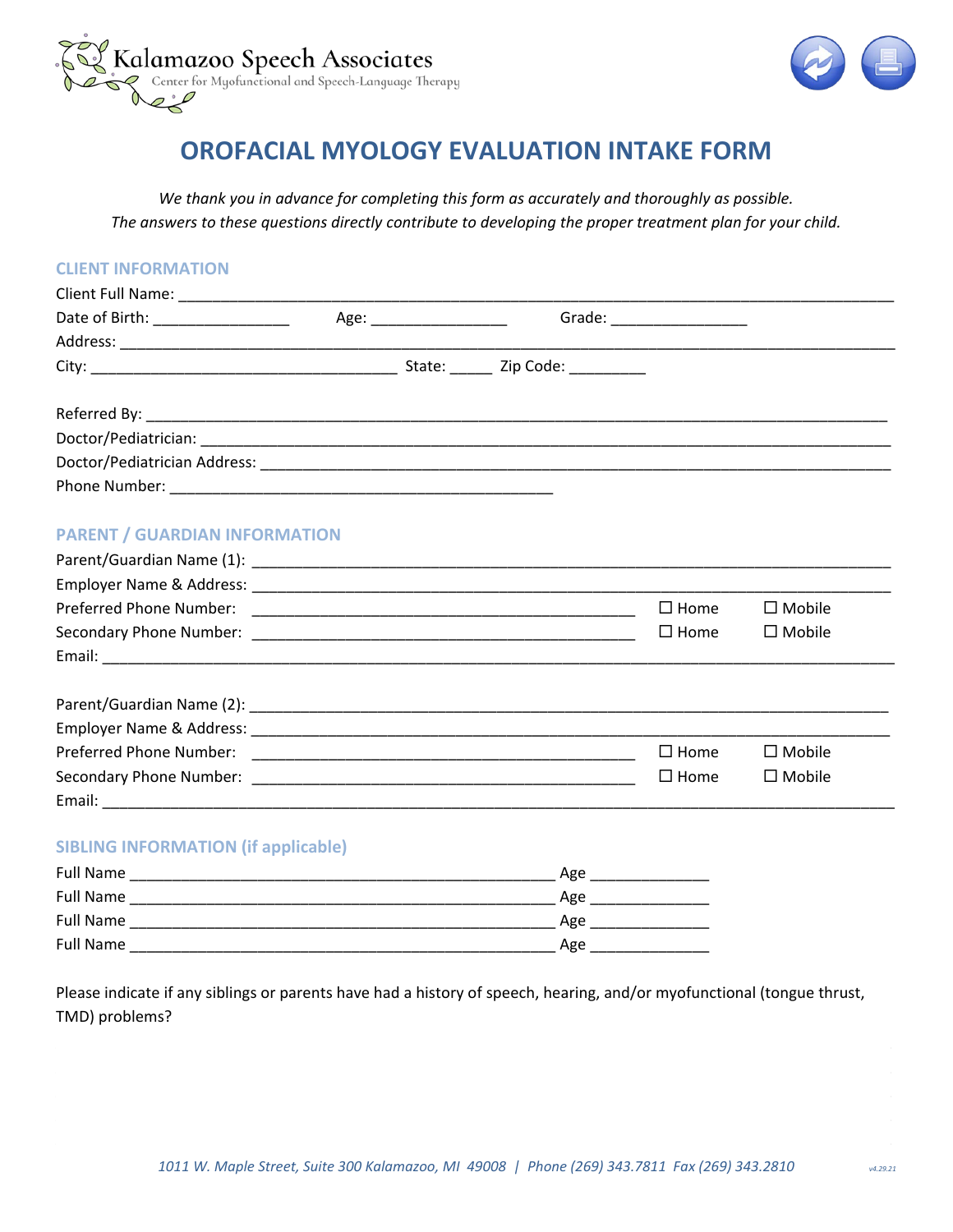Kalamazoo Speech Associates
Center for Myofunctional and Speech-Language Therapy

# OROFACIAL MYOLOGY EVALUATION INTAKE FORM

*We thank you in advance for completing this form as accurately and thoroughly as possible.*
*The answers to these questions directly contribute to developing the proper treatment plan for your child.*

## CLIENT INFORMATION

Client Full Name: ______________________________________________

Date of Birth: ________________ Age: ________________ Grade: ________________

Address: ______________________________________________

City: ____________________________________ State: _____ Zip Code: _________

Referred By: ______________________________________________

Doctor/Pediatrician: ______________________________________________

Doctor/Pediatrician Address: ______________________________________________

Phone Number: ______________________________________________

## PARENT / GUARDIAN INFORMATION

Parent/Guardian Name (1): ______________________________________________

Employer Name & Address: ______________________________________________

Preferred Phone Number: ______________________________________________ ☐ Home ☐ Mobile

Secondary Phone Number: ______________________________________________ ☐ Home ☐ Mobile

Email: ______________________________________________

Parent/Guardian Name (2): ______________________________________________

Employer Name & Address: ______________________________________________

Preferred Phone Number: ______________________________________________ ☐ Home ☐ Mobile

Secondary Phone Number: ______________________________________________ ☐ Home ☐ Mobile

Email: ______________________________________________

## SIBLING INFORMATION (if applicable)

Full Name __________________________________________________ Age ______________

Full Name __________________________________________________ Age ______________

Full Name __________________________________________________ Age ______________

Full Name __________________________________________________ Age ______________

Please indicate if any siblings or parents have had a history of speech, hearing, and/or myofunctional (tongue thrust, TMD) problems?

*1011 W. Maple Street, Suite 300 Kalamazoo, MI 49008 | Phone (269) 343.7811 Fax (269) 343.2810*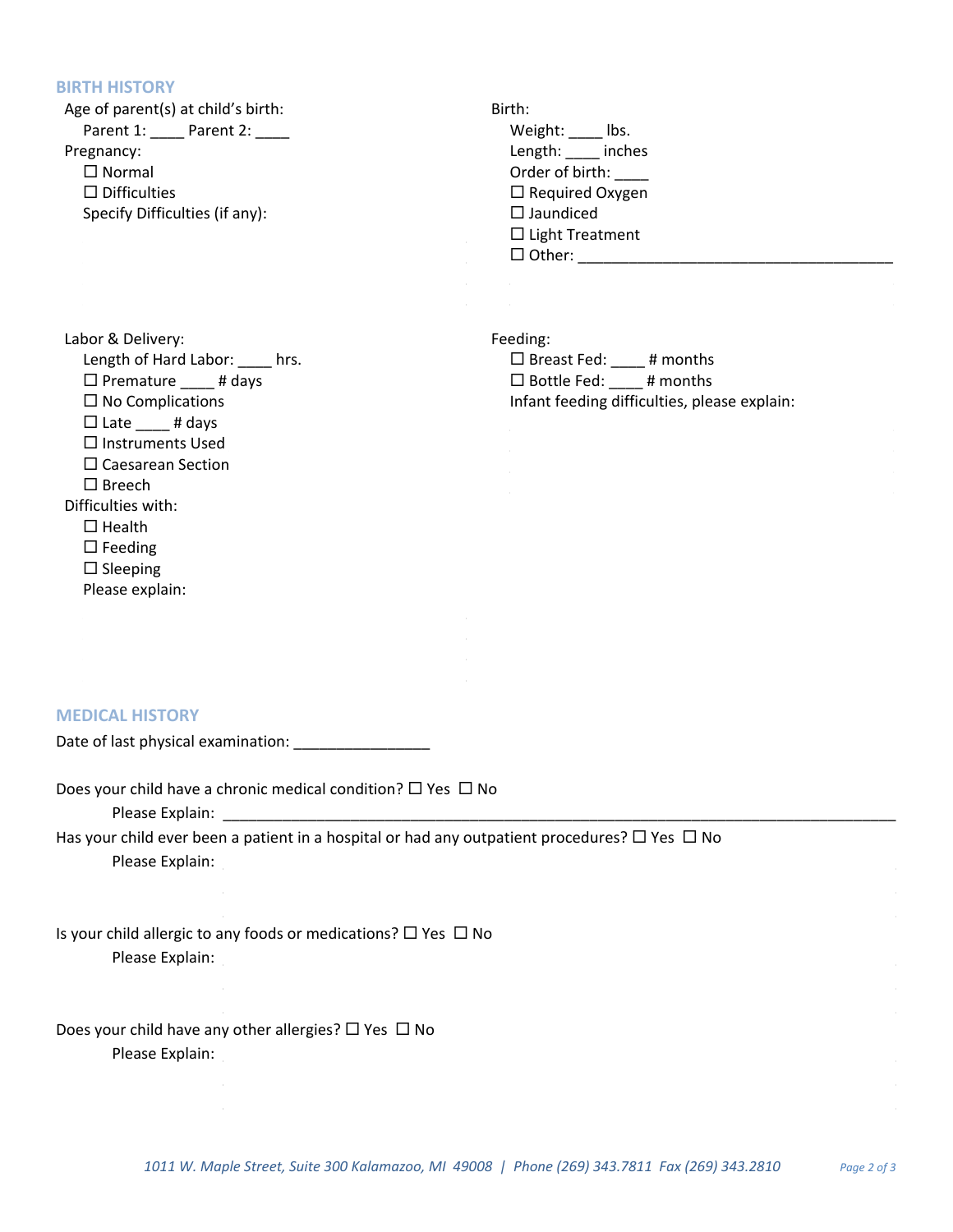## BIRTH HISTORY

Age of parent(s) at child's birth:

Parent 1: ____ Parent 2: ____

Pregnancy:

- ☐ Normal
- ☐ Difficulties

Specify Difficulties (if any):

Birth:

Weight: ____ lbs.

Length: ____ inches

Order of birth: ____

- ☐ Required Oxygen
- ☐ Jaundiced
- ☐ Light Treatment
- ☐ Other: ______________________________________

Labor & Delivery:

Length of Hard Labor: ____ hrs.

- ☐ Premature ____ # days
- ☐ No Complications
- ☐ Late ____ # days
- ☐ Instruments Used
- ☐ Caesarean Section
- ☐ Breech

Difficulties with:

- ☐ Health
- ☐ Feeding
- ☐ Sleeping

Please explain:

Feeding:

- ☐ Breast Fed: ____ # months
- ☐ Bottle Fed: ____ # months

Infant feeding difficulties, please explain:

## MEDICAL HISTORY

Date of last physical examination: ________________

Does your child have a chronic medical condition? ☐ Yes ☐ No

Please Explain: ____________________________________________________________________________________

Has your child ever been a patient in a hospital or had any outpatient procedures? ☐ Yes ☐ No

Please Explain:

Is your child allergic to any foods or medications? ☐ Yes ☐ No

Please Explain:

Does your child have any other allergies? ☐ Yes ☐ No

Please Explain:

*1011 W. Maple Street, Suite 300 Kalamazoo, MI 49008 | Phone (269) 343.7811 Fax (269) 343.2810*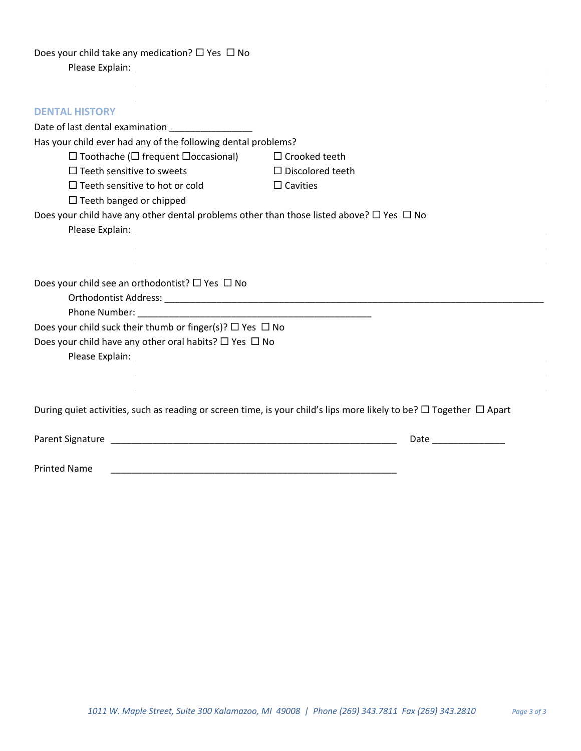Does your child take any medication? ☐ Yes ☐ No

Please Explain:

## DENTAL HISTORY

Date of last dental examination ________________

Has your child ever had any of the following dental problems?

☐ Toothache (☐ frequent ☐occasional)
☐ Crooked teeth
☐ Teeth sensitive to sweets
☐ Discolored teeth
☐ Teeth sensitive to hot or cold
☐ Cavities
☐ Teeth banged or chipped

Does your child have any other dental problems other than those listed above? ☐ Yes ☐ No

Please Explain:

Does your child see an orthodontist? ☐ Yes ☐ No

Orthodontist Address: ______________________________________________________________________________

Phone Number: ______________________________________________

Does your child suck their thumb or finger(s)? ☐ Yes ☐ No

Does your child have any other oral habits? ☐ Yes ☐ No

Please Explain:

During quiet activities, such as reading or screen time, is your child's lips more likely to be? ☐ Together ☐ Apart

Parent Signature ________________________________________________________ Date ______________

Printed Name ________________________________________________________

*1011 W. Maple Street, Suite 300 Kalamazoo, MI 49008 | Phone (269) 343.7811 Fax (269) 343.2810*